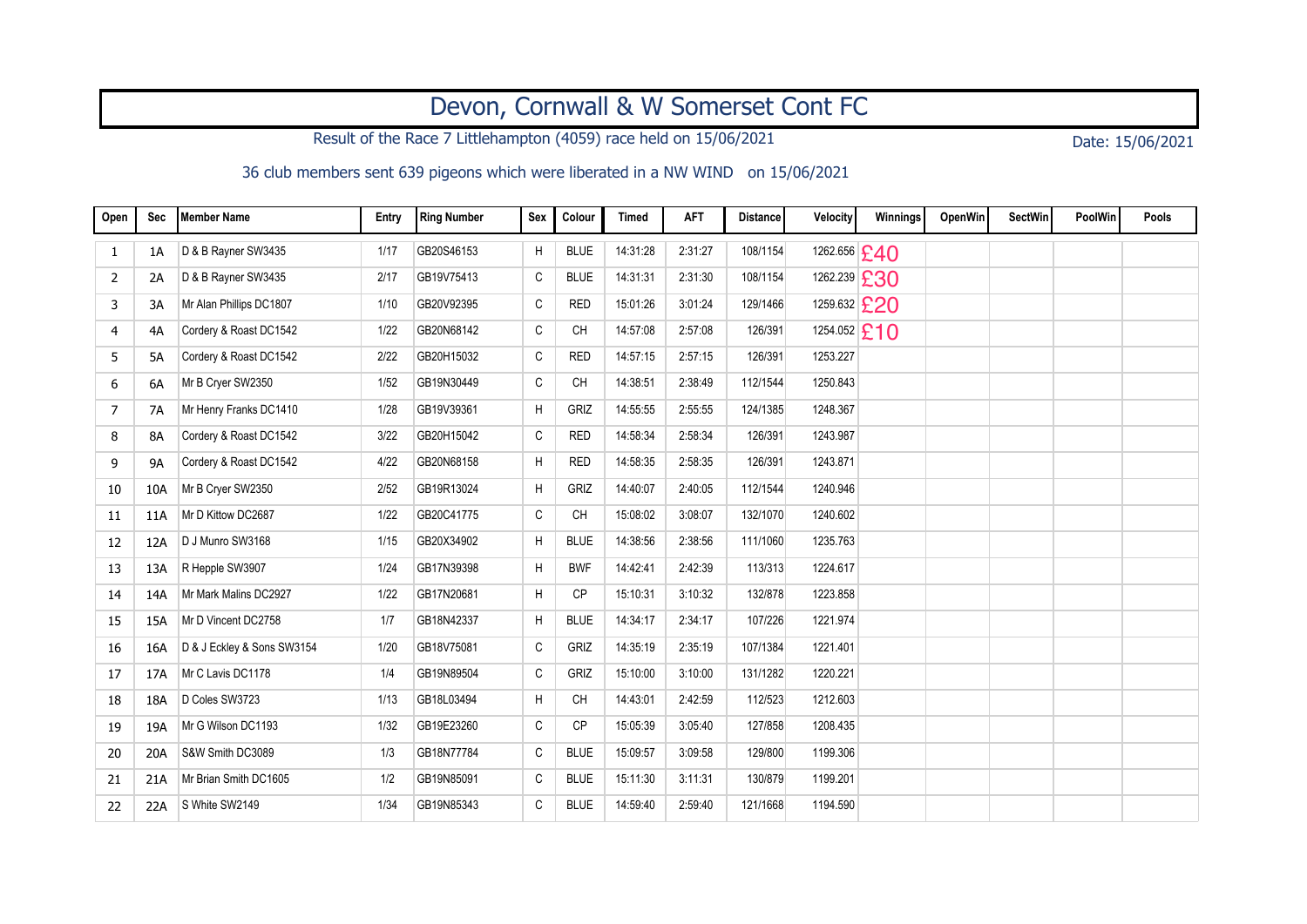# Devon, Cornwall & W Somerset Cont FC

Result of the Race 7 Littlehampton (4059) race held on 15/06/2021

Date: 15/06/2021

36 club members sent 639 pigeons which were liberated in a NW WIND on 15/06/2021

| Open | Sec | Member Name | Entry | Ring Number | Sex | Colour | Timed | AFT | Distance | Velocity | Winnings | OpenWin | SectWin | PoolWin | Pools |
|---|---|---|---|---|---|---|---|---|---|---|---|---|---|---|---|
| 1 | 1A | D & B Rayner SW3435 | 1/17 | GB20S46153 | H | BLUE | 14:31:28 | 2:31:27 | 108/1154 | 1262.656 | £40 | | | | |
| 2 | 2A | D & B Rayner SW3435 | 2/17 | GB19V75413 | C | BLUE | 14:31:31 | 2:31:30 | 108/1154 | 1262.239 | £30 | | | | |
| 3 | 3A | Mr Alan Phillips DC1807 | 1/10 | GB20V92395 | C | RED | 15:01:26 | 3:01:24 | 129/1466 | 1259.632 | £20 | | | | |
| 4 | 4A | Cordery & Roast DC1542 | 1/22 | GB20N68142 | C | CH | 14:57:08 | 2:57:08 | 126/391 | 1254.052 | £10 | | | | |
| 5 | 5A | Cordery & Roast DC1542 | 2/22 | GB20H15032 | C | RED | 14:57:15 | 2:57:15 | 126/391 | 1253.227 | | | | | |
| 6 | 6A | Mr B Cryer SW2350 | 1/52 | GB19N30449 | C | CH | 14:38:51 | 2:38:49 | 112/1544 | 1250.843 | | | | | |
| 7 | 7A | Mr Henry Franks DC1410 | 1/28 | GB19V39361 | H | GRIZ | 14:55:55 | 2:55:55 | 124/1385 | 1248.367 | | | | | |
| 8 | 8A | Cordery & Roast DC1542 | 3/22 | GB20H15042 | C | RED | 14:58:34 | 2:58:34 | 126/391 | 1243.987 | | | | | |
| 9 | 9A | Cordery & Roast DC1542 | 4/22 | GB20N68158 | H | RED | 14:58:35 | 2:58:35 | 126/391 | 1243.871 | | | | | |
| 10 | 10A | Mr B Cryer SW2350 | 2/52 | GB19R13024 | H | GRIZ | 14:40:07 | 2:40:05 | 112/1544 | 1240.946 | | | | | |
| 11 | 11A | Mr D Kittow DC2687 | 1/22 | GB20C41775 | C | CH | 15:08:02 | 3:08:07 | 132/1070 | 1240.602 | | | | | |
| 12 | 12A | D J Munro SW3168 | 1/15 | GB20X34902 | H | BLUE | 14:38:56 | 2:38:56 | 111/1060 | 1235.763 | | | | | |
| 13 | 13A | R Hepple SW3907 | 1/24 | GB17N39398 | H | BWF | 14:42:41 | 2:42:39 | 113/313 | 1224.617 | | | | | |
| 14 | 14A | Mr Mark Malins DC2927 | 1/22 | GB17N20681 | H | CP | 15:10:31 | 3:10:32 | 132/878 | 1223.858 | | | | | |
| 15 | 15A | Mr D Vincent DC2758 | 1/7 | GB18N42337 | H | BLUE | 14:34:17 | 2:34:17 | 107/226 | 1221.974 | | | | | |
| 16 | 16A | D & J Eckley & Sons SW3154 | 1/20 | GB18V75081 | C | GRIZ | 14:35:19 | 2:35:19 | 107/1384 | 1221.401 | | | | | |
| 17 | 17A | Mr C Lavis DC1178 | 1/4 | GB19N89504 | C | GRIZ | 15:10:00 | 3:10:00 | 131/1282 | 1220.221 | | | | | |
| 18 | 18A | D Coles SW3723 | 1/13 | GB18L03494 | H | CH | 14:43:01 | 2:42:59 | 112/523 | 1212.603 | | | | | |
| 19 | 19A | Mr G Wilson DC1193 | 1/32 | GB19E23260 | C | CP | 15:05:39 | 3:05:40 | 127/858 | 1208.435 | | | | | |
| 20 | 20A | S&W Smith DC3089 | 1/3 | GB18N77784 | C | BLUE | 15:09:57 | 3:09:58 | 129/800 | 1199.306 | | | | | |
| 21 | 21A | Mr Brian Smith DC1605 | 1/2 | GB19N85091 | C | BLUE | 15:11:30 | 3:11:31 | 130/879 | 1199.201 | | | | | |
| 22 | 22A | S White SW2149 | 1/34 | GB19N85343 | C | BLUE | 14:59:40 | 2:59:40 | 121/1668 | 1194.590 | | | | | |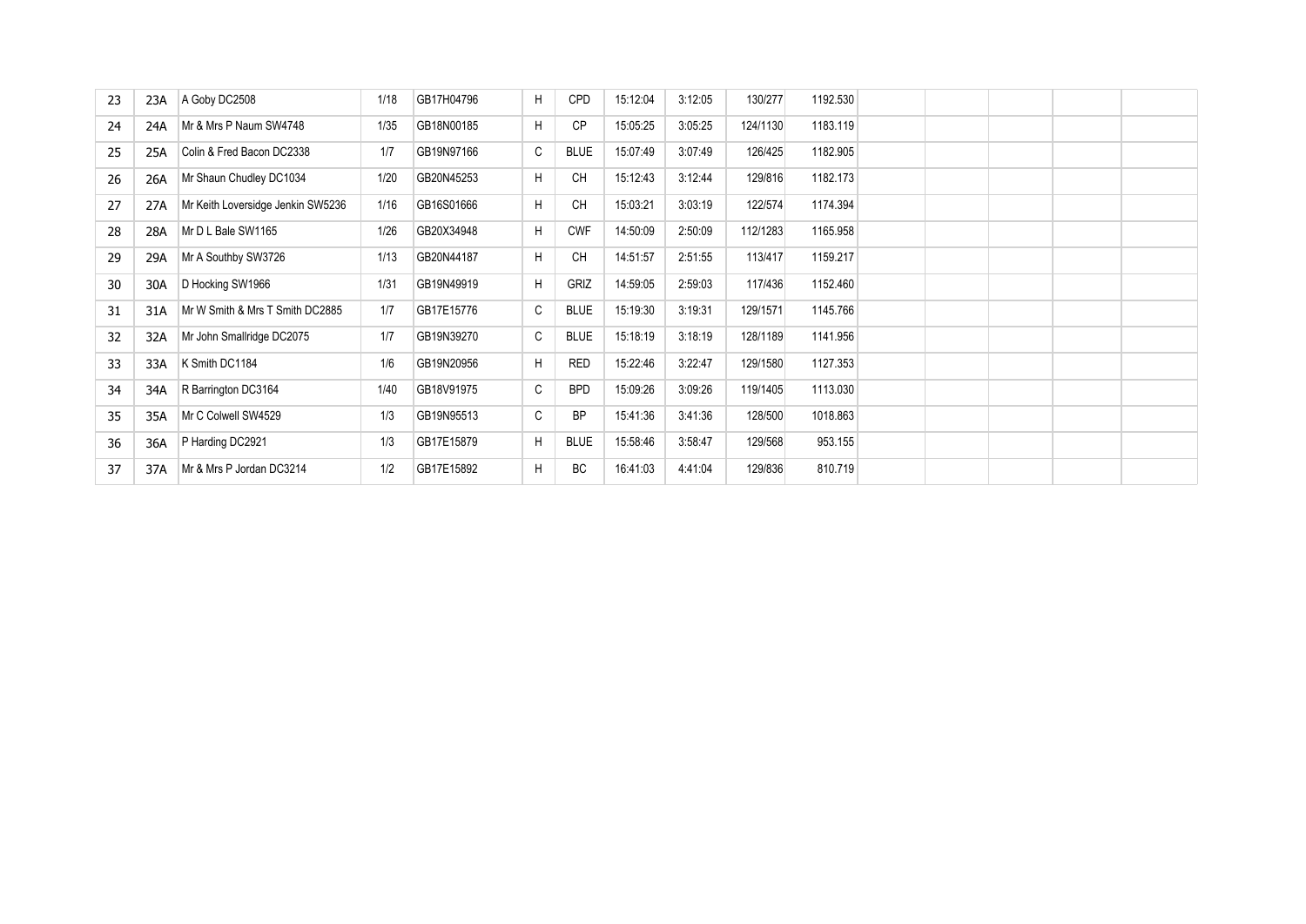| | | | | | | | | | | | | | | | |
|---|---|---|---|---|---|---|---|---|---|---|---|---|---|---|---|
| 23 | 23A | A Goby DC2508 | 1/18 | GB17H04796 | H | CPD | 15:12:04 | 3:12:05 | 130/277 | 1192.530 | | | | | |
| 24 | 24A | Mr & Mrs P Naum SW4748 | 1/35 | GB18N00185 | H | CP | 15:05:25 | 3:05:25 | 124/1130 | 1183.119 | | | | | |
| 25 | 25A | Colin & Fred Bacon DC2338 | 1/7 | GB19N97166 | C | BLUE | 15:07:49 | 3:07:49 | 126/425 | 1182.905 | | | | | |
| 26 | 26A | Mr Shaun Chudley DC1034 | 1/20 | GB20N45253 | H | CH | 15:12:43 | 3:12:44 | 129/816 | 1182.173 | | | | | |
| 27 | 27A | Mr Keith Loversidge Jenkin SW5236 | 1/16 | GB16S01666 | H | CH | 15:03:21 | 3:03:19 | 122/574 | 1174.394 | | | | | |
| 28 | 28A | Mr D L Bale SW1165 | 1/26 | GB20X34948 | H | CWF | 14:50:09 | 2:50:09 | 112/1283 | 1165.958 | | | | | |
| 29 | 29A | Mr A Southby SW3726 | 1/13 | GB20N44187 | H | CH | 14:51:57 | 2:51:55 | 113/417 | 1159.217 | | | | | |
| 30 | 30A | D Hocking SW1966 | 1/31 | GB19N49919 | H | GRIZ | 14:59:05 | 2:59:03 | 117/436 | 1152.460 | | | | | |
| 31 | 31A | Mr W Smith & Mrs T Smith DC2885 | 1/7 | GB17E15776 | C | BLUE | 15:19:30 | 3:19:31 | 129/1571 | 1145.766 | | | | | |
| 32 | 32A | Mr John Smallridge DC2075 | 1/7 | GB19N39270 | C | BLUE | 15:18:19 | 3:18:19 | 128/1189 | 1141.956 | | | | | |
| 33 | 33A | K Smith DC1184 | 1/6 | GB19N20956 | H | RED | 15:22:46 | 3:22:47 | 129/1580 | 1127.353 | | | | | |
| 34 | 34A | R Barrington DC3164 | 1/40 | GB18V91975 | C | BPD | 15:09:26 | 3:09:26 | 119/1405 | 1113.030 | | | | | |
| 35 | 35A | Mr C Colwell SW4529 | 1/3 | GB19N95513 | C | BP | 15:41:36 | 3:41:36 | 128/500 | 1018.863 | | | | | |
| 36 | 36A | P Harding DC2921 | 1/3 | GB17E15879 | H | BLUE | 15:58:46 | 3:58:47 | 129/568 | 953.155 | | | | | |
| 37 | 37A | Mr & Mrs P Jordan DC3214 | 1/2 | GB17E15892 | H | BC | 16:41:03 | 4:41:04 | 129/836 | 810.719 | | | | | |